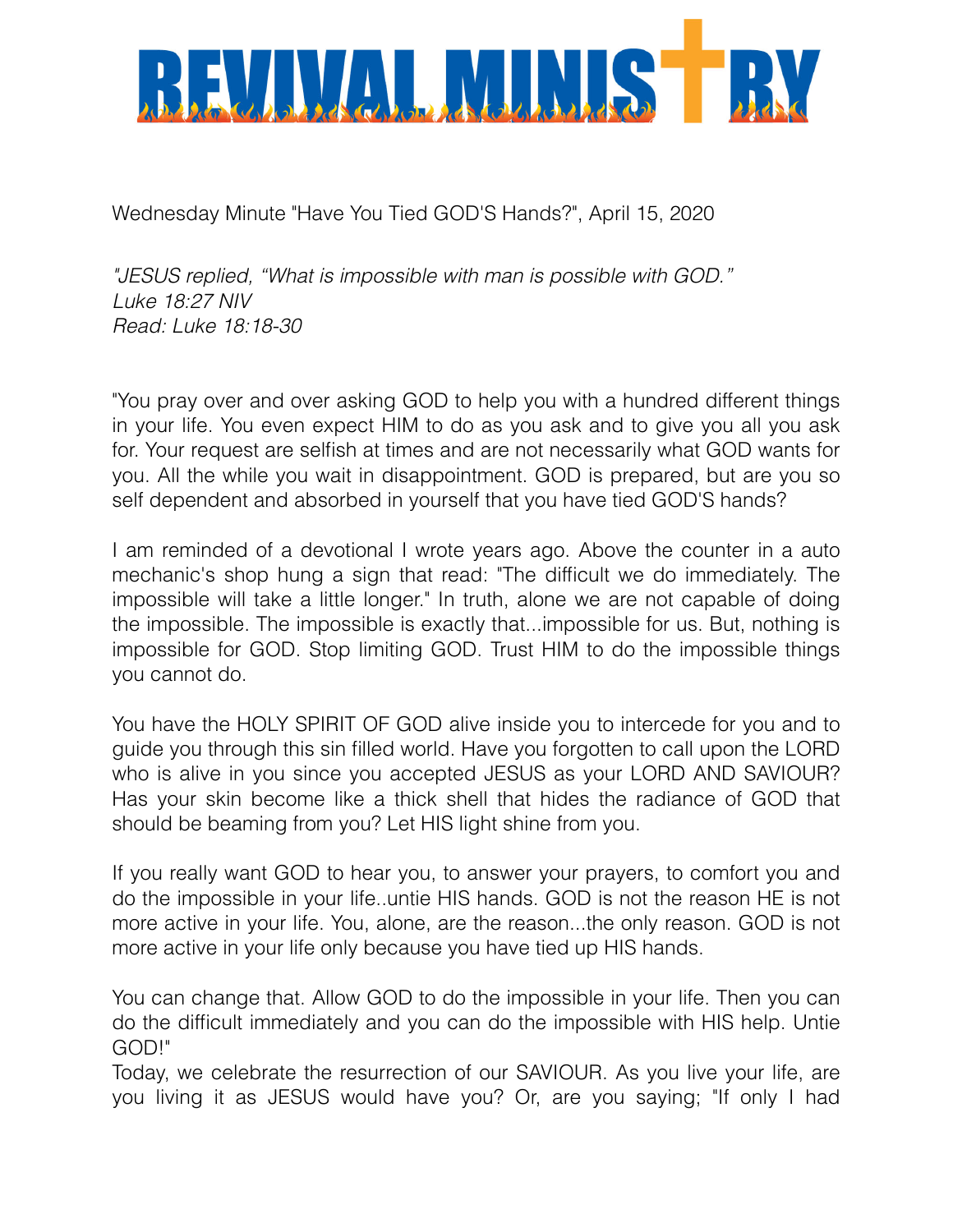# REVIVAL MINISTRY

Wednesday Minute "Have You Tied GOD'S Hands?", April 15, 2020

*"JESUS replied, "What is impossible with man is possible with GOD."*
*Luke 18:27 NIV*
*Read: Luke 18:18-30*

"You pray over and over asking GOD to help you with a hundred different things in your life. You even expect HIM to do as you ask and to give you all you ask for. Your request are selfish at times and are not necessarily what GOD wants for you. All the while you wait in disappointment. GOD is prepared, but are you so self dependent and absorbed in yourself that you have tied GOD'S hands?

I am reminded of a devotional I wrote years ago. Above the counter in a auto mechanic's shop hung a sign that read: "The difficult we do immediately. The impossible will take a little longer." In truth, alone we are not capable of doing the impossible. The impossible is exactly that...impossible for us. But, nothing is impossible for GOD. Stop limiting GOD. Trust HIM to do the impossible things you cannot do.

You have the HOLY SPIRIT OF GOD alive inside you to intercede for you and to guide you through this sin filled world. Have you forgotten to call upon the LORD who is alive in you since you accepted JESUS as your LORD AND SAVIOUR? Has your skin become like a thick shell that hides the radiance of GOD that should be beaming from you? Let HIS light shine from you.

If you really want GOD to hear you, to answer your prayers, to comfort you and do the impossible in your life..untie HIS hands. GOD is not the reason HE is not more active in your life. You, alone, are the reason...the only reason. GOD is not more active in your life only because you have tied up HIS hands.

You can change that. Allow GOD to do the impossible in your life. Then you can do the difficult immediately and you can do the impossible with HIS help. Untie GOD!"

Today, we celebrate the resurrection of our SAVIOUR. As you live your life, are you living it as JESUS would have you? Or, are you saying; "If only I had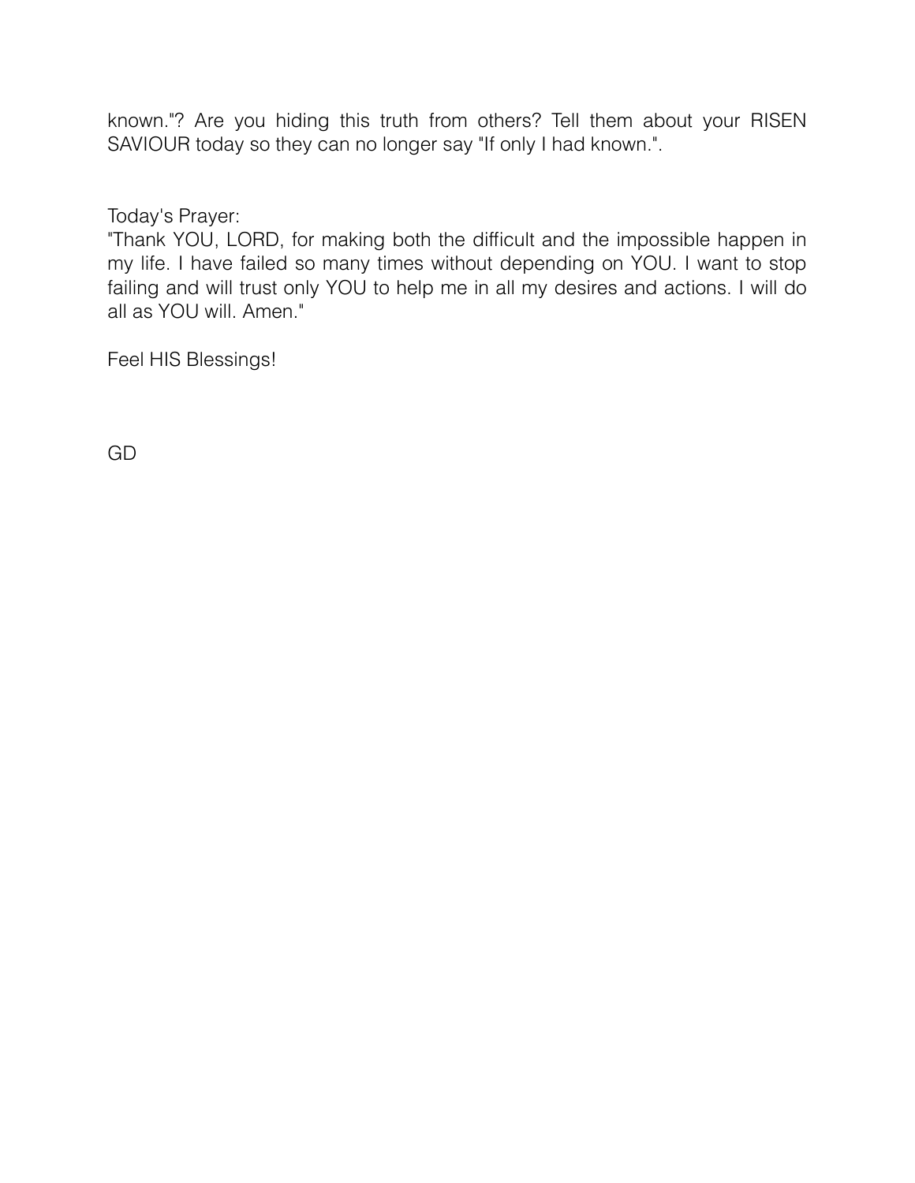known."? Are you hiding this truth from others? Tell them about your RISEN SAVIOUR today so they can no longer say "If only I had known.".

Today's Prayer:
"Thank YOU, LORD, for making both the difficult and the impossible happen in my life. I have failed so many times without depending on YOU. I want to stop failing and will trust only YOU to help me in all my desires and actions. I will do all as YOU will. Amen."

Feel HIS Blessings!

GD